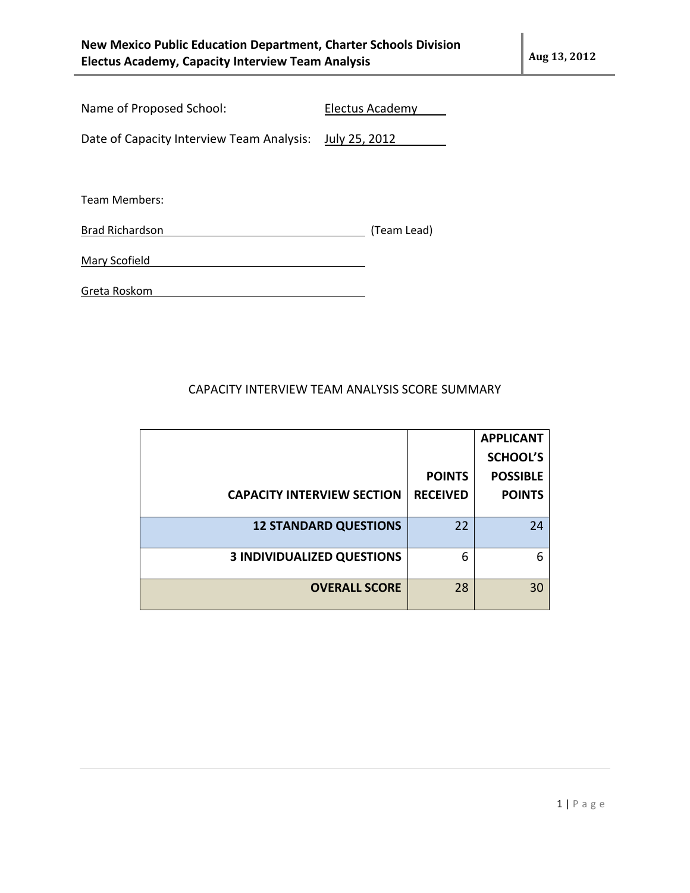Name of Proposed School: Electus Academy

Date of Capacity Interview Team Analysis: July 25, 2012

Team Members:

Brad Richardson (Team Lead)

Mary Scofield

Greta Roskom

CAPACITY INTERVIEW TEAM ANALYSIS SCORE SUMMARY

| CAPACITY INTERVIEW SECTION | POINTS RECEIVED | APPLICANT SCHOOL'S POSSIBLE POINTS |
|---|---|---|
| **12 STANDARD QUESTIONS** | 22 | 24 |
| **3 INDIVIDUALIZED QUESTIONS** | 6 | 6 |
| **OVERALL SCORE** | 28 | 30 |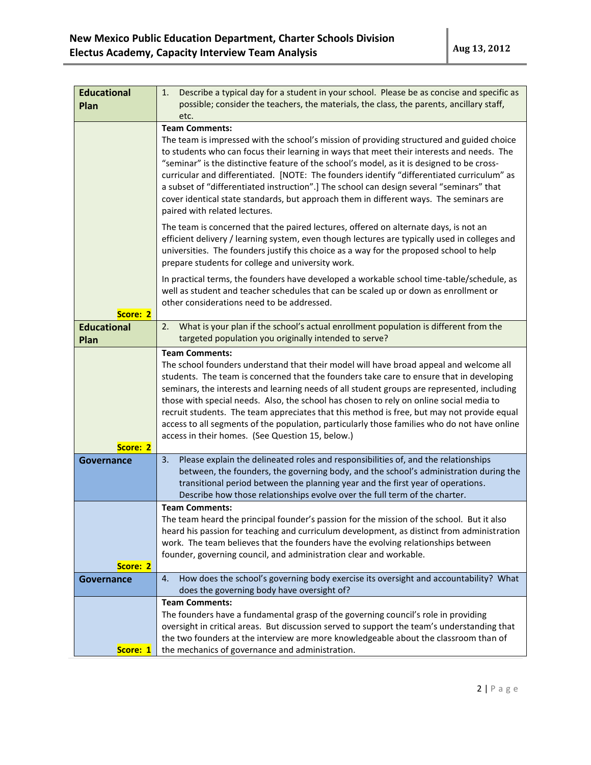| | |
|---|---|
| **Educational Plan** | 1. Describe a typical day for a student in your school. Please be as concise and specific as possible; consider the teachers, the materials, the class, the parents, ancillary staff, etc. |
| **Score: 2** | **Team Comments:**<br>The team is impressed with the school's mission of providing structured and guided choice to students who can focus their learning in ways that meet their interests and needs. The "seminar" is the distinctive feature of the school's model, as it is designed to be cross-curricular and differentiated. [NOTE: The founders identify "differentiated curriculum" as a subset of "differentiated instruction".] The school can design several "seminars" that cover identical state standards, but approach them in different ways. The seminars are paired with related lectures.<br><br>The team is concerned that the paired lectures, offered on alternate days, is not an efficient delivery / learning system, even though lectures are typically used in colleges and universities. The founders justify this choice as a way for the proposed school to help prepare students for college and university work.<br><br>In practical terms, the founders have developed a workable school time-table/schedule, as well as student and teacher schedules that can be scaled up or down as enrollment or other considerations need to be addressed. |
| **Educational Plan** | 2. What is your plan if the school's actual enrollment population is different from the targeted population you originally intended to serve? |
| **Score: 2** | **Team Comments:**<br>The school founders understand that their model will have broad appeal and welcome all students. The team is concerned that the founders take care to ensure that in developing seminars, the interests and learning needs of all student groups are represented, including those with special needs. Also, the school has chosen to rely on online social media to recruit students. The team appreciates that this method is free, but may not provide equal access to all segments of the population, particularly those families who do not have online access in their homes. (See Question 15, below.) |
| **Governance** | 3. Please explain the delineated roles and responsibilities of, and the relationships between, the founders, the governing body, and the school's administration during the transitional period between the planning year and the first year of operations. Describe how those relationships evolve over the full term of the charter. |
| **Score: 2** | **Team Comments:**<br>The team heard the principal founder's passion for the mission of the school. But it also heard his passion for teaching and curriculum development, as distinct from administration work. The team believes that the founders have the evolving relationships between founder, governing council, and administration clear and workable. |
| **Governance** | 4. How does the school's governing body exercise its oversight and accountability? What does the governing body have oversight of? |
| **Score: 1** | **Team Comments:**<br>The founders have a fundamental grasp of the governing council's role in providing oversight in critical areas. But discussion served to support the team's understanding that the two founders at the interview are more knowledgeable about the classroom than of the mechanics of governance and administration. |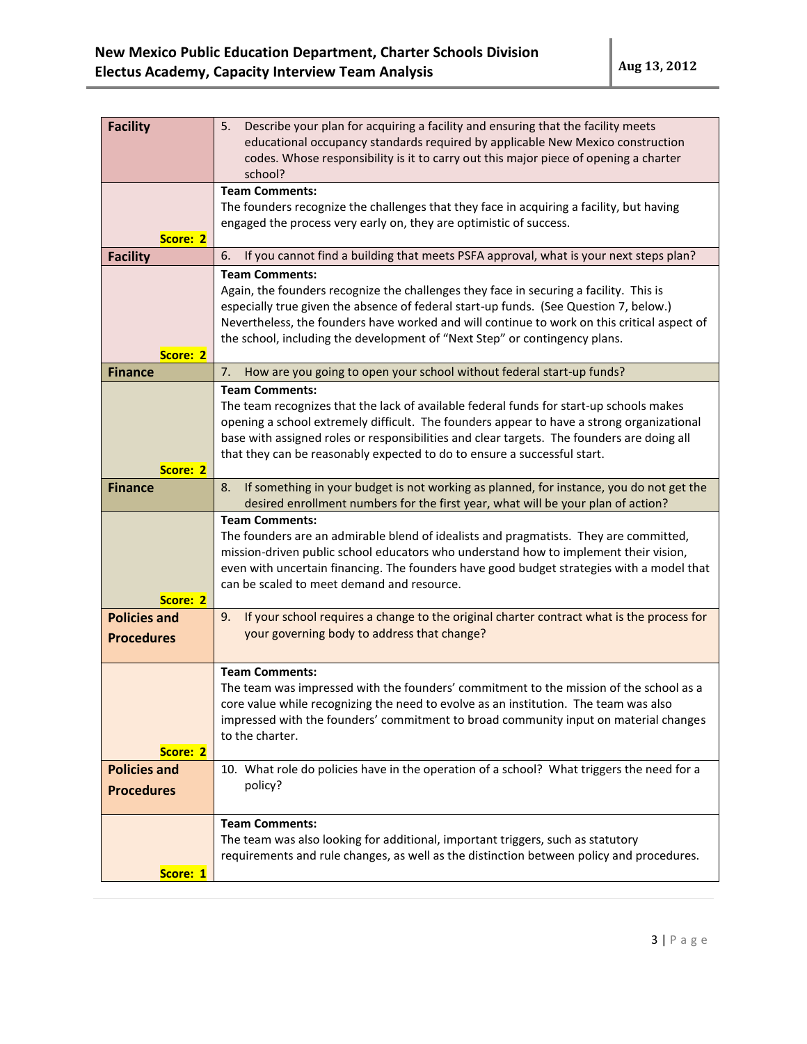| Category | Question / Team Comments |
| --- | --- |
| **Facility** | 5. Describe your plan for acquiring a facility and ensuring that the facility meets educational occupancy standards required by applicable New Mexico construction codes. Whose responsibility is it to carry out this major piece of opening a charter school? |
| **Score: 2** | **Team Comments:** The founders recognize the challenges that they face in acquiring a facility, but having engaged the process very early on, they are optimistic of success. |
| **Facility** | 6. If you cannot find a building that meets PSFA approval, what is your next steps plan? |
| **Score: 2** | **Team Comments:** Again, the founders recognize the challenges they face in securing a facility. This is especially true given the absence of federal start-up funds. (See Question 7, below.) Nevertheless, the founders have worked and will continue to work on this critical aspect of the school, including the development of "Next Step" or contingency plans. |
| **Finance** | 7. How are you going to open your school without federal start-up funds? |
| **Score: 2** | **Team Comments:** The team recognizes that the lack of available federal funds for start-up schools makes opening a school extremely difficult. The founders appear to have a strong organizational base with assigned roles or responsibilities and clear targets. The founders are doing all that they can be reasonably expected to do to ensure a successful start. |
| **Finance** | 8. If something in your budget is not working as planned, for instance, you do not get the desired enrollment numbers for the first year, what will be your plan of action? |
| **Score: 2** | **Team Comments:** The founders are an admirable blend of idealists and pragmatists. They are committed, mission-driven public school educators who understand how to implement their vision, even with uncertain financing. The founders have good budget strategies with a model that can be scaled to meet demand and resource. |
| **Policies and Procedures** | 9. If your school requires a change to the original charter contract what is the process for your governing body to address that change? |
| **Score: 2** | **Team Comments:** The team was impressed with the founders' commitment to the mission of the school as a core value while recognizing the need to evolve as an institution. The team was also impressed with the founders' commitment to broad community input on material changes to the charter. |
| **Policies and Procedures** | 10. What role do policies have in the operation of a school? What triggers the need for a policy? |
| **Score: 1** | **Team Comments:** The team was also looking for additional, important triggers, such as statutory requirements and rule changes, as well as the distinction between policy and procedures. |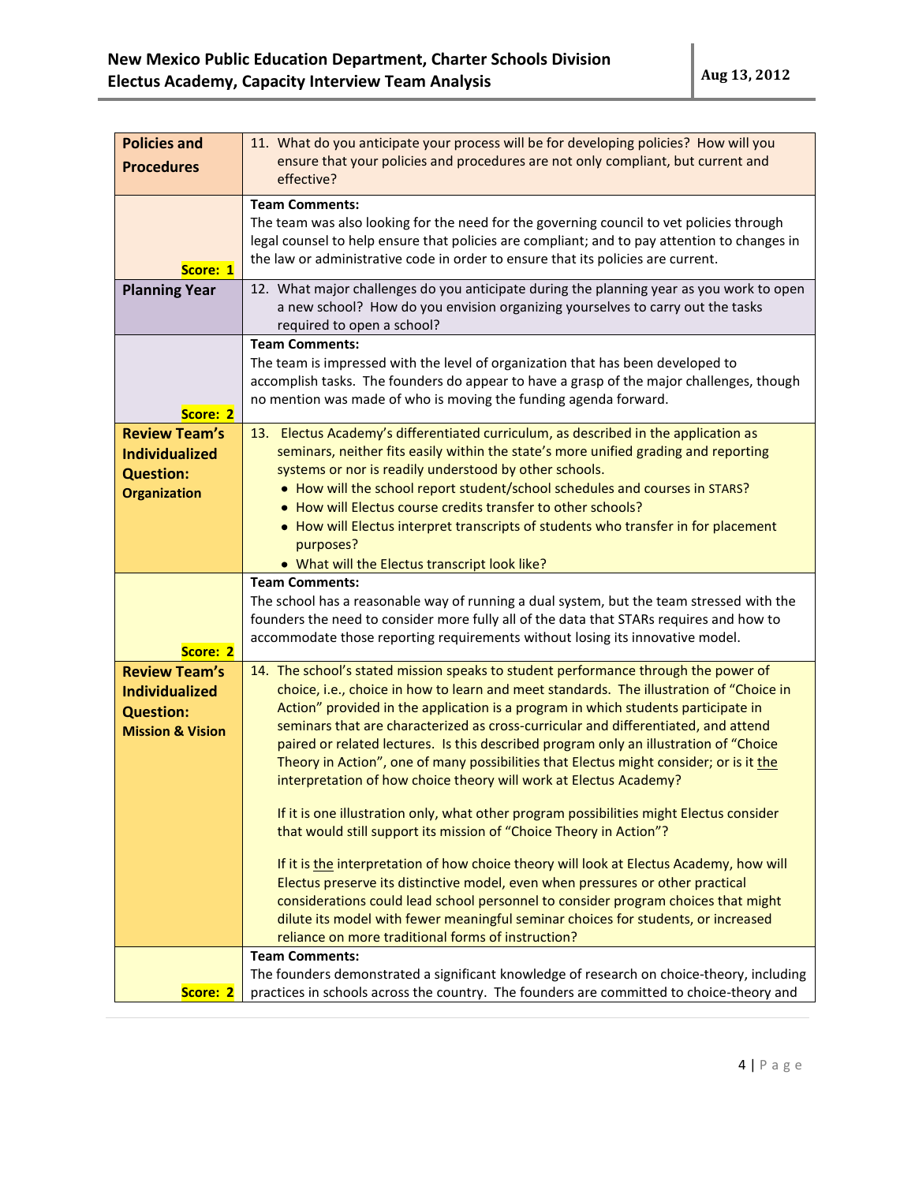| | |
|---|---|
| **Policies and Procedures** | 11. What do you anticipate your process will be for developing policies? How will you ensure that your policies and procedures are not only compliant, but current and effective? |
| **Score: 1** | **Team Comments:**<br>The team was also looking for the need for the governing council to vet policies through legal counsel to help ensure that policies are compliant; and to pay attention to changes in the law or administrative code in order to ensure that its policies are current. |
| **Planning Year** | 12. What major challenges do you anticipate during the planning year as you work to open a new school? How do you envision organizing yourselves to carry out the tasks required to open a school? |
| **Score: 2** | **Team Comments:**<br>The team is impressed with the level of organization that has been developed to accomplish tasks. The founders do appear to have a grasp of the major challenges, though no mention was made of who is moving the funding agenda forward. |
| **Review Team's Individualized Question: Organization** | 13. Electus Academy's differentiated curriculum, as described in the application as seminars, neither fits easily within the state's more unified grading and reporting systems or nor is readily understood by other schools.<br>• How will the school report student/school schedules and courses in STARS?<br>• How will Electus course credits transfer to other schools?<br>• How will Electus interpret transcripts of students who transfer in for placement purposes?<br>• What will the Electus transcript look like? |
| **Score: 2** | **Team Comments:**<br>The school has a reasonable way of running a dual system, but the team stressed with the founders the need to consider more fully all of the data that STARs requires and how to accommodate those reporting requirements without losing its innovative model. |
| **Review Team's Individualized Question: Mission & Vision** | 14. The school's stated mission speaks to student performance through the power of choice, i.e., choice in how to learn and meet standards. The illustration of "Choice in Action" provided in the application is a program in which students participate in seminars that are characterized as cross-curricular and differentiated, and attend paired or related lectures. Is this described program only an illustration of "Choice Theory in Action", one of many possibilities that Electus might consider; or is it the interpretation of how choice theory will work at Electus Academy?<br><br>If it is one illustration only, what other program possibilities might Electus consider that would still support its mission of "Choice Theory in Action"?<br><br>If it is the interpretation of how choice theory will look at Electus Academy, how will Electus preserve its distinctive model, even when pressures or other practical considerations could lead school personnel to consider program choices that might dilute its model with fewer meaningful seminar choices for students, or increased reliance on more traditional forms of instruction? |
| **Score: 2** | **Team Comments:**<br>The founders demonstrated a significant knowledge of research on choice-theory, including practices in schools across the country. The founders are committed to choice-theory and |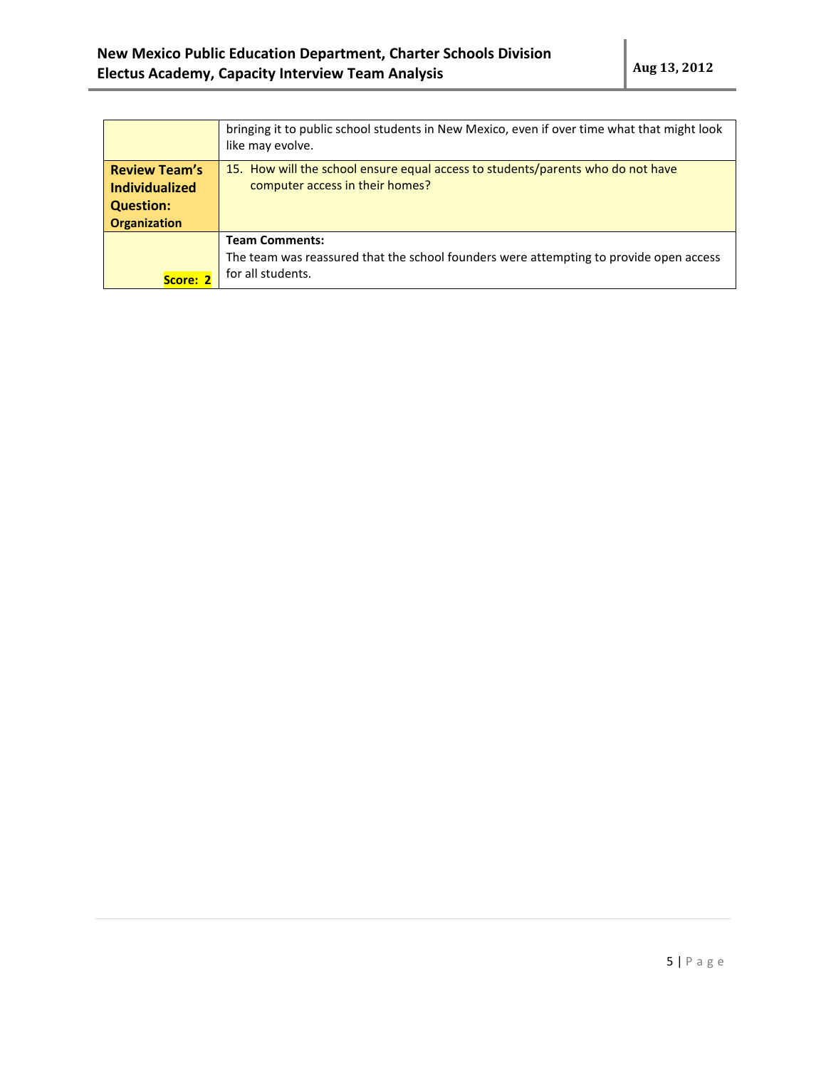| | |
|---|---|
| | bringing it to public school students in New Mexico, even if over time what that might look like may evolve. |
| **Review Team's Individualized Question: Organization** | 15. How will the school ensure equal access to students/parents who do not have computer access in their homes? |
| **Score: 2** | **Team Comments:** The team was reassured that the school founders were attempting to provide open access for all students. |